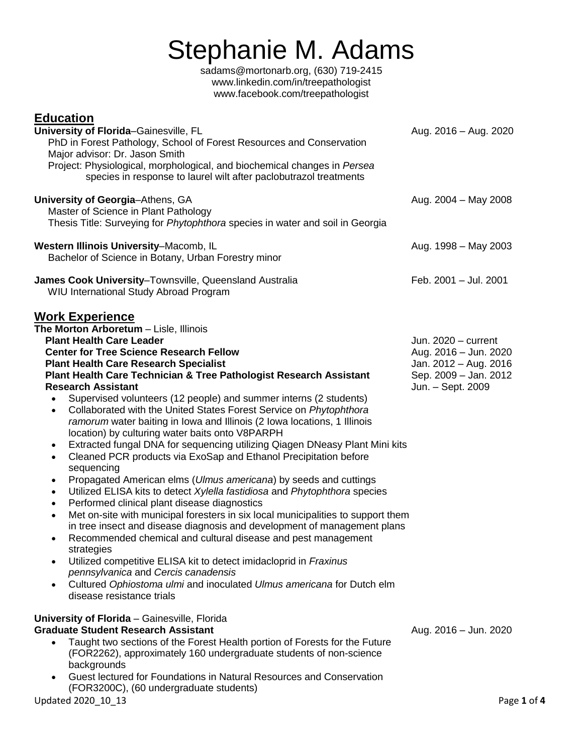# Stephanie M. Adams

sadams@mortonarb.org, (630) 719-2415
www.linkedin.com/in/treepathologist
www.facebook.com/treepathologist

## Education

**University of Florida**–Gainesville, FL — Aug. 2016 – Aug. 2020
PhD in Forest Pathology, School of Forest Resources and Conservation
Major advisor: Dr. Jason Smith
Project: Physiological, morphological, and biochemical changes in *Persea* species in response to laurel wilt after paclobutrazol treatments

**University of Georgia**–Athens, GA — Aug. 2004 – May 2008
Master of Science in Plant Pathology
Thesis Title: Surveying for *Phytophthora* species in water and soil in Georgia

**Western Illinois University**–Macomb, IL — Aug. 1998 – May 2003
Bachelor of Science in Botany, Urban Forestry minor

**James Cook University**–Townsville, Queensland Australia — Feb. 2001 – Jul. 2001
WIU International Study Abroad Program

## Work Experience

**The Morton Arboretum** – Lisle, Illinois

**Plant Health Care Leader** — Jun. 2020 – current
**Center for Tree Science Research Fellow** — Aug. 2016 – Jun. 2020
**Plant Health Care Research Specialist** — Jan. 2012 – Aug. 2016
**Plant Health Care Technician & Tree Pathologist Research Assistant** — Sep. 2009 – Jan. 2012
**Research Assistant** — Jun. – Sept. 2009

- Supervised volunteers (12 people) and summer interns (2 students)
- Collaborated with the United States Forest Service on *Phytophthora ramorum* water baiting in Iowa and Illinois (2 Iowa locations, 1 Illinois location) by culturing water baits onto V8PARPH
- Extracted fungal DNA for sequencing utilizing Qiagen DNeasy Plant Mini kits
- Cleaned PCR products via ExoSap and Ethanol Precipitation before sequencing
- Propagated American elms (*Ulmus americana*) by seeds and cuttings
- Utilized ELISA kits to detect *Xylella fastidiosa* and *Phytophthora* species
- Performed clinical plant disease diagnostics
- Met on-site with municipal foresters in six local municipalities to support them in tree insect and disease diagnosis and development of management plans
- Recommended chemical and cultural disease and pest management strategies
- Utilized competitive ELISA kit to detect imidacloprid in *Fraxinus pennsylvanica* and *Cercis canadensis*
- Cultured *Ophiostoma ulmi* and inoculated *Ulmus americana* for Dutch elm disease resistance trials

**University of Florida** – Gainesville, Florida

**Graduate Student Research Assistant** — Aug. 2016 – Jun. 2020

- Taught two sections of the Forest Health portion of Forests for the Future (FOR2262), approximately 160 undergraduate students of non-science backgrounds
- Guest lectured for Foundations in Natural Resources and Conservation (FOR3200C), (60 undergraduate students)

Updated 2020_10_13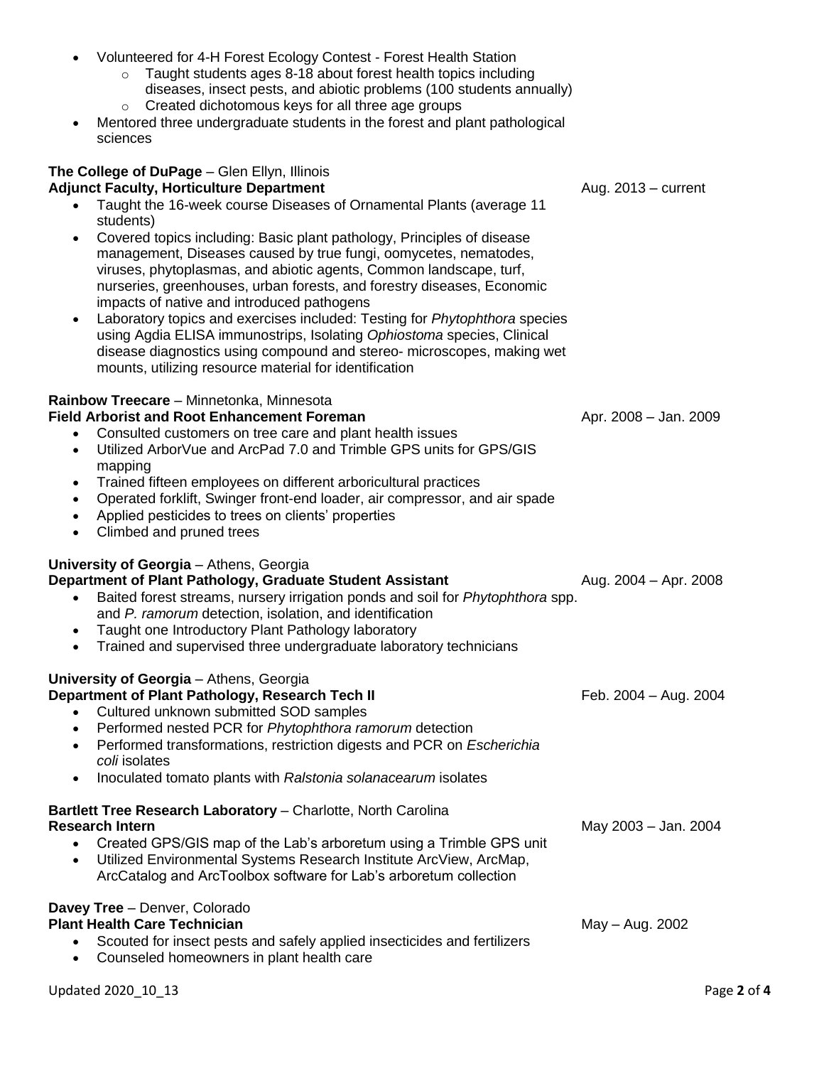- Volunteered for 4-H Forest Ecology Contest - Forest Health Station
  - Taught students ages 8-18 about forest health topics including diseases, insect pests, and abiotic problems (100 students annually)
  - Created dichotomous keys for all three age groups
- Mentored three undergraduate students in the forest and plant pathological sciences

**The College of DuPage** – Glen Ellyn, Illinois
**Adjunct Faculty, Horticulture Department** Aug. 2013 – current

- Taught the 16-week course Diseases of Ornamental Plants (average 11 students)
- Covered topics including: Basic plant pathology, Principles of disease management, Diseases caused by true fungi, oomycetes, nematodes, viruses, phytoplasmas, and abiotic agents, Common landscape, turf, nurseries, greenhouses, urban forests, and forestry diseases, Economic impacts of native and introduced pathogens
- Laboratory topics and exercises included: Testing for *Phytophthora* species using Agdia ELISA immunostrips, Isolating *Ophiostoma* species, Clinical disease diagnostics using compound and stereo- microscopes, making wet mounts, utilizing resource material for identification

**Rainbow Treecare** – Minnetonka, Minnesota
**Field Arborist and Root Enhancement Foreman** Apr. 2008 – Jan. 2009

- Consulted customers on tree care and plant health issues
- Utilized ArborVue and ArcPad 7.0 and Trimble GPS units for GPS/GIS mapping
- Trained fifteen employees on different arboricultural practices
- Operated forklift, Swinger front-end loader, air compressor, and air spade
- Applied pesticides to trees on clients' properties
- Climbed and pruned trees

**University of Georgia** – Athens, Georgia
**Department of Plant Pathology, Graduate Student Assistant** Aug. 2004 – Apr. 2008

- Baited forest streams, nursery irrigation ponds and soil for *Phytophthora* spp. and *P. ramorum* detection, isolation, and identification
- Taught one Introductory Plant Pathology laboratory
- Trained and supervised three undergraduate laboratory technicians

**University of Georgia** – Athens, Georgia
**Department of Plant Pathology, Research Tech II** Feb. 2004 – Aug. 2004

- Cultured unknown submitted SOD samples
- Performed nested PCR for *Phytophthora ramorum* detection
- Performed transformations, restriction digests and PCR on *Escherichia coli* isolates
- Inoculated tomato plants with *Ralstonia solanacearum* isolates

**Bartlett Tree Research Laboratory** – Charlotte, North Carolina
**Research Intern** May 2003 – Jan. 2004

- Created GPS/GIS map of the Lab's arboretum using a Trimble GPS unit
- Utilized Environmental Systems Research Institute ArcView, ArcMap, ArcCatalog and ArcToolbox software for Lab's arboretum collection

**Davey Tree** – Denver, Colorado
**Plant Health Care Technician** May – Aug. 2002

- Scouted for insect pests and safely applied insecticides and fertilizers
- Counseled homeowners in plant health care

Updated 2020_10_13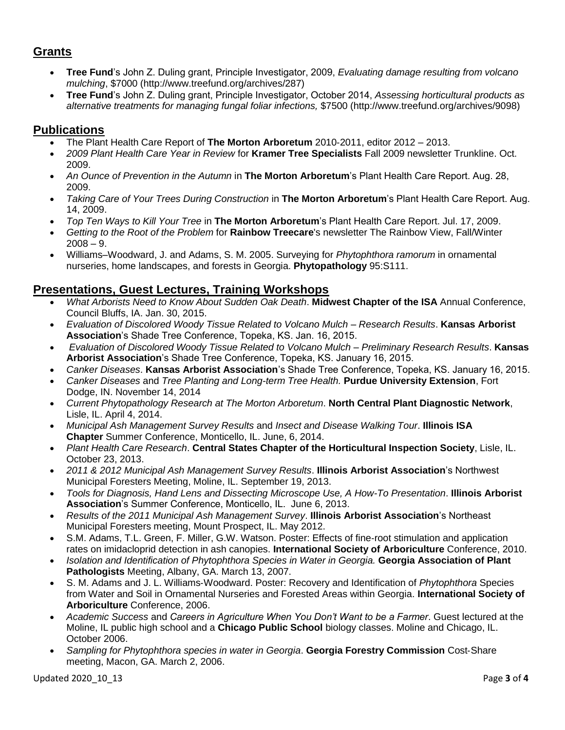## Grants

- **Tree Fund**'s John Z. Duling grant, Principle Investigator, 2009, *Evaluating damage resulting from volcano mulching*, $7000 (http://www.treefund.org/archives/287)
- **Tree Fund**'s John Z. Duling grant, Principle Investigator, October 2014, *Assessing horticultural products as alternative treatments for managing fungal foliar infections,* $7500 (http://www.treefund.org/archives/9098)

## Publications

- The Plant Health Care Report of **The Morton Arboretum** 2010-2011, editor 2012 – 2013.
- *2009 Plant Health Care Year in Review* for **Kramer Tree Specialists** Fall 2009 newsletter Trunkline. Oct. 2009.
- *An Ounce of Prevention in the Autumn* in **The Morton Arboretum**'s Plant Health Care Report. Aug. 28, 2009.
- *Taking Care of Your Trees During Construction* in **The Morton Arboretum**'s Plant Health Care Report. Aug. 14, 2009.
- *Top Ten Ways to Kill Your Tree* in **The Morton Arboretum**'s Plant Health Care Report. Jul. 17, 2009.
- *Getting to the Root of the Problem* for **Rainbow Treecare**'s newsletter The Rainbow View, Fall/Winter 2008 – 9.
- Williams–Woodward, J. and Adams, S. M. 2005. Surveying for *Phytophthora ramorum* in ornamental nurseries, home landscapes, and forests in Georgia. **Phytopathology** 95:S111.

## Presentations, Guest Lectures, Training Workshops

- *What Arborists Need to Know About Sudden Oak Death*. **Midwest Chapter of the ISA** Annual Conference, Council Bluffs, IA. Jan. 30, 2015.
- *Evaluation of Discolored Woody Tissue Related to Volcano Mulch – Research Results*. **Kansas Arborist Association**'s Shade Tree Conference, Topeka, KS. Jan. 16, 2015.
- *Evaluation of Discolored Woody Tissue Related to Volcano Mulch – Preliminary Research Results*. **Kansas Arborist Association**'s Shade Tree Conference, Topeka, KS. January 16, 2015.
- *Canker Diseases*. **Kansas Arborist Association**'s Shade Tree Conference, Topeka, KS. January 16, 2015.
- *Canker Diseases* and *Tree Planting and Long-term Tree Health.* **Purdue University Extension**, Fort Dodge, IN. November 14, 2014
- *Current Phytopathology Research at The Morton Arboretum*. **North Central Plant Diagnostic Network**, Lisle, IL. April 4, 2014.
- *Municipal Ash Management Survey Results* and *Insect and Disease Walking Tour*. **Illinois ISA Chapter** Summer Conference, Monticello, IL. June, 6, 2014.
- *Plant Health Care Research*. **Central States Chapter of the Horticultural Inspection Society**, Lisle, IL. October 23, 2013.
- *2011 & 2012 Municipal Ash Management Survey Results*. **Illinois Arborist Association**'s Northwest Municipal Foresters Meeting, Moline, IL. September 19, 2013.
- *Tools for Diagnosis, Hand Lens and Dissecting Microscope Use, A How-To Presentation*. **Illinois Arborist Association**'s Summer Conference, Monticello, IL. June 6, 2013.
- *Results of the 2011 Municipal Ash Management Survey*. **Illinois Arborist Association**'s Northeast Municipal Foresters meeting, Mount Prospect, IL. May 2012.
- S.M. Adams, T.L. Green, F. Miller, G.W. Watson. Poster: Effects of fine-root stimulation and application rates on imidacloprid detection in ash canopies. **International Society of Arboriculture** Conference, 2010.
- *Isolation and Identification of Phytophthora Species in Water in Georgia.* **Georgia Association of Plant Pathologists** Meeting, Albany, GA. March 13, 2007.
- S. M. Adams and J. L. Williams-Woodward. Poster: Recovery and Identification of *Phytophthora* Species from Water and Soil in Ornamental Nurseries and Forested Areas within Georgia. **International Society of Arboriculture** Conference, 2006.
- *Academic Success* and *Careers in Agriculture When You Don't Want to be a Farmer*. Guest lectured at the Moline, IL public high school and a **Chicago Public School** biology classes. Moline and Chicago, IL. October 2006.
- *Sampling for Phytophthora species in water in Georgia*. **Georgia Forestry Commission** Cost-Share meeting, Macon, GA. March 2, 2006.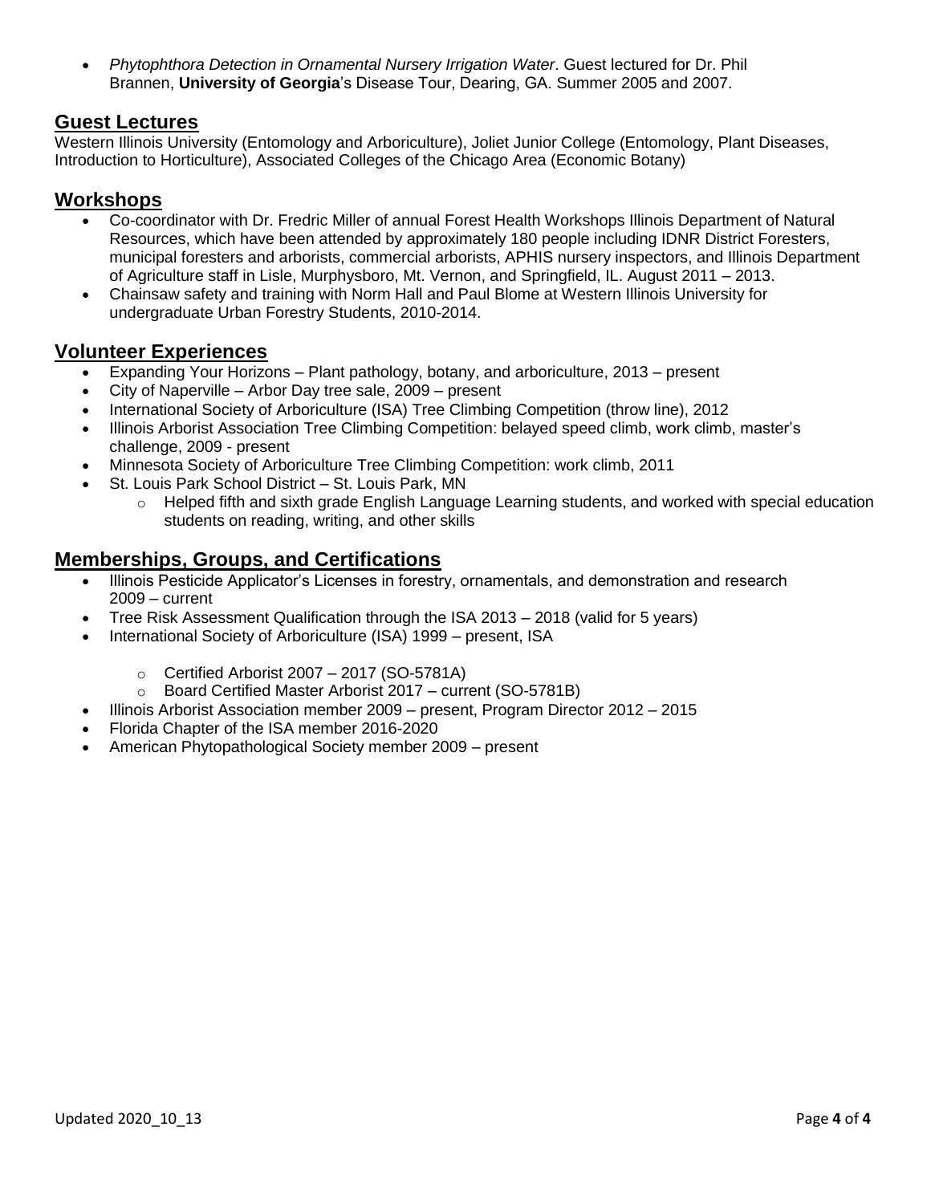- *Phytophthora Detection in Ornamental Nursery Irrigation Water*. Guest lectured for Dr. Phil Brannen, **University of Georgia**'s Disease Tour, Dearing, GA. Summer 2005 and 2007.

## Guest Lectures

Western Illinois University (Entomology and Arboriculture), Joliet Junior College (Entomology, Plant Diseases, Introduction to Horticulture), Associated Colleges of the Chicago Area (Economic Botany)

## Workshops

- Co-coordinator with Dr. Fredric Miller of annual Forest Health Workshops Illinois Department of Natural Resources, which have been attended by approximately 180 people including IDNR District Foresters, municipal foresters and arborists, commercial arborists, APHIS nursery inspectors, and Illinois Department of Agriculture staff in Lisle, Murphysboro, Mt. Vernon, and Springfield, IL. August 2011 – 2013.
- Chainsaw safety and training with Norm Hall and Paul Blome at Western Illinois University for undergraduate Urban Forestry Students, 2010-2014.

## Volunteer Experiences

- Expanding Your Horizons – Plant pathology, botany, and arboriculture, 2013 – present
- City of Naperville – Arbor Day tree sale, 2009 – present
- International Society of Arboriculture (ISA) Tree Climbing Competition (throw line), 2012
- Illinois Arborist Association Tree Climbing Competition: belayed speed climb, work climb, master's challenge, 2009 - present
- Minnesota Society of Arboriculture Tree Climbing Competition: work climb, 2011
- St. Louis Park School District – St. Louis Park, MN
  - Helped fifth and sixth grade English Language Learning students, and worked with special education students on reading, writing, and other skills

## Memberships, Groups, and Certifications

- Illinois Pesticide Applicator's Licenses in forestry, ornamentals, and demonstration and research 2009 – current
- Tree Risk Assessment Qualification through the ISA 2013 – 2018 (valid for 5 years)
- International Society of Arboriculture (ISA) 1999 – present, ISA
  - Certified Arborist 2007 – 2017 (SO-5781A)
  - Board Certified Master Arborist 2017 – current (SO-5781B)
- Illinois Arborist Association member 2009 – present, Program Director 2012 – 2015
- Florida Chapter of the ISA member 2016-2020
- American Phytopathological Society member 2009 – present

Updated 2020_10_13